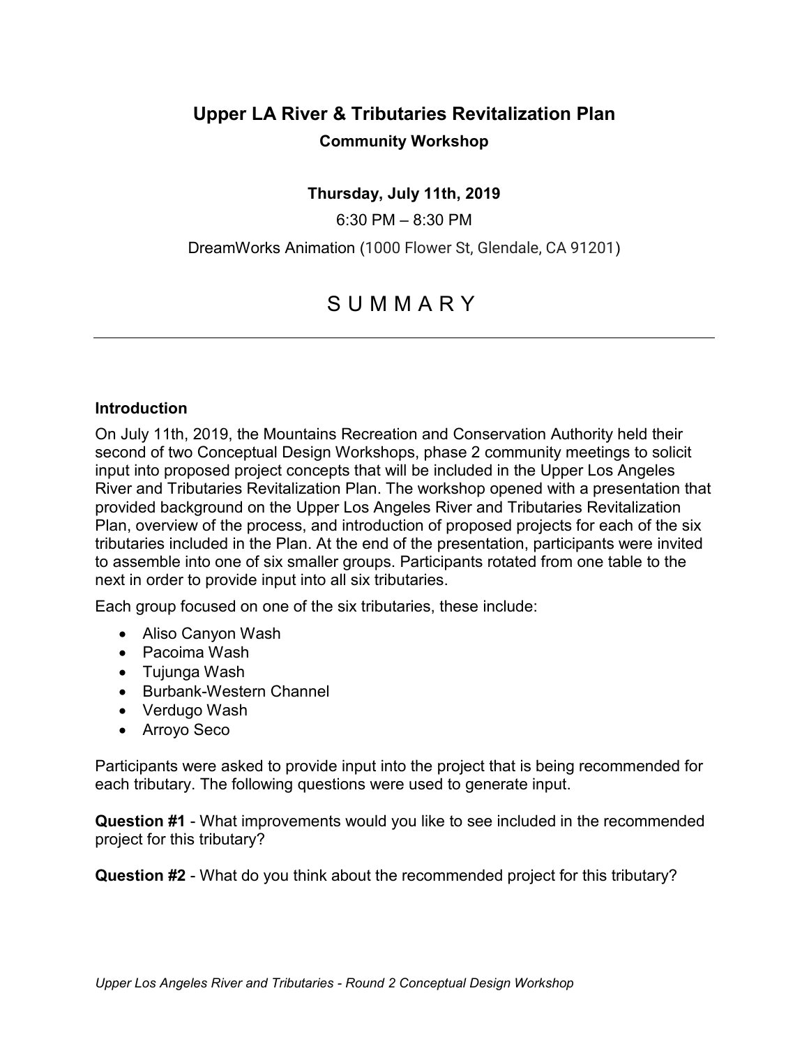# Upper LA River & Tributaries Revitalization Plan

## Community Workshop

**Thursday, July 11th, 2019**

6:30 PM – 8:30 PM

DreamWorks Animation (1000 Flower St, Glendale, CA 91201)

# S U M M A R Y

---

### Introduction

On July 11th, 2019, the Mountains Recreation and Conservation Authority held their second of two Conceptual Design Workshops, phase 2 community meetings to solicit input into proposed project concepts that will be included in the Upper Los Angeles River and Tributaries Revitalization Plan. The workshop opened with a presentation that provided background on the Upper Los Angeles River and Tributaries Revitalization Plan, overview of the process, and introduction of proposed projects for each of the six tributaries included in the Plan. At the end of the presentation, participants were invited to assemble into one of six smaller groups. Participants rotated from one table to the next in order to provide input into all six tributaries.

Each group focused on one of the six tributaries, these include:

- Aliso Canyon Wash
- Pacoima Wash
- Tujunga Wash
- Burbank-Western Channel
- Verdugo Wash
- Arroyo Seco

Participants were asked to provide input into the project that is being recommended for each tributary. The following questions were used to generate input.

**Question #1** - What improvements would you like to see included in the recommended project for this tributary?

**Question #2** - What do you think about the recommended project for this tributary?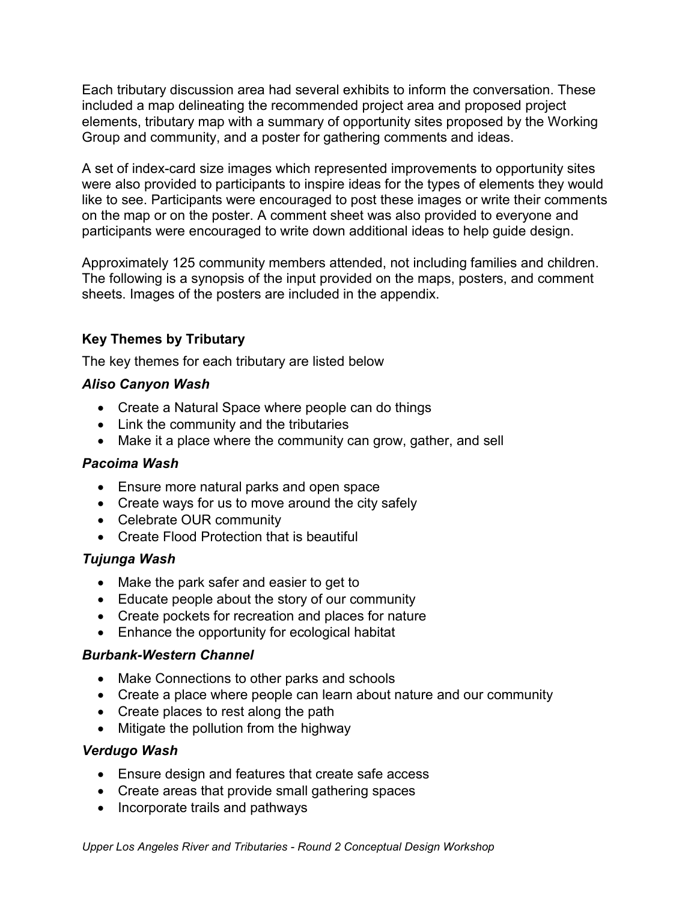Each tributary discussion area had several exhibits to inform the conversation. These included a map delineating the recommended project area and proposed project elements, tributary map with a summary of opportunity sites proposed by the Working Group and community, and a poster for gathering comments and ideas.

A set of index-card size images which represented improvements to opportunity sites were also provided to participants to inspire ideas for the types of elements they would like to see. Participants were encouraged to post these images or write their comments on the map or on the poster. A comment sheet was also provided to everyone and participants were encouraged to write down additional ideas to help guide design.

Approximately 125 community members attended, not including families and children. The following is a synopsis of the input provided on the maps, posters, and comment sheets. Images of the posters are included in the appendix.

## Key Themes by Tributary

The key themes for each tributary are listed below

### *Aliso Canyon Wash*

- Create a Natural Space where people can do things
- Link the community and the tributaries
- Make it a place where the community can grow, gather, and sell

### *Pacoima Wash*

- Ensure more natural parks and open space
- Create ways for us to move around the city safely
- Celebrate OUR community
- Create Flood Protection that is beautiful

### *Tujunga Wash*

- Make the park safer and easier to get to
- Educate people about the story of our community
- Create pockets for recreation and places for nature
- Enhance the opportunity for ecological habitat

### *Burbank-Western Channel*

- Make Connections to other parks and schools
- Create a place where people can learn about nature and our community
- Create places to rest along the path
- Mitigate the pollution from the highway

### *Verdugo Wash*

- Ensure design and features that create safe access
- Create areas that provide small gathering spaces
- Incorporate trails and pathways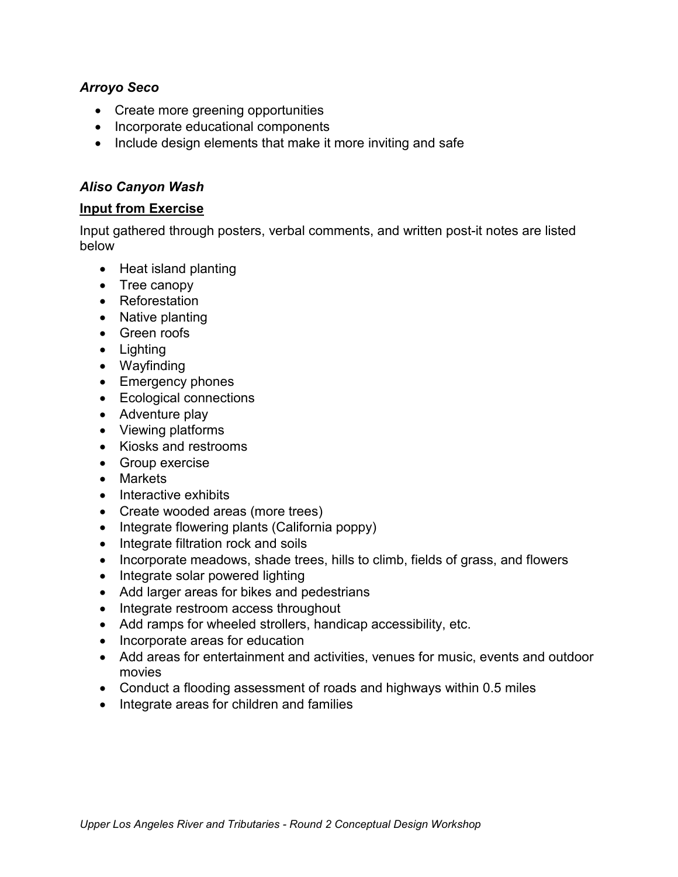### *Arroyo Seco*

- Create more greening opportunities
- Incorporate educational components
- Include design elements that make it more inviting and safe

### *Aliso Canyon Wash*

**Input from Exercise**

Input gathered through posters, verbal comments, and written post-it notes are listed below

- Heat island planting
- Tree canopy
- Reforestation
- Native planting
- Green roofs
- Lighting
- Wayfinding
- Emergency phones
- Ecological connections
- Adventure play
- Viewing platforms
- Kiosks and restrooms
- Group exercise
- Markets
- Interactive exhibits
- Create wooded areas (more trees)
- Integrate flowering plants (California poppy)
- Integrate filtration rock and soils
- Incorporate meadows, shade trees, hills to climb, fields of grass, and flowers
- Integrate solar powered lighting
- Add larger areas for bikes and pedestrians
- Integrate restroom access throughout
- Add ramps for wheeled strollers, handicap accessibility, etc.
- Incorporate areas for education
- Add areas for entertainment and activities, venues for music, events and outdoor movies
- Conduct a flooding assessment of roads and highways within 0.5 miles
- Integrate areas for children and families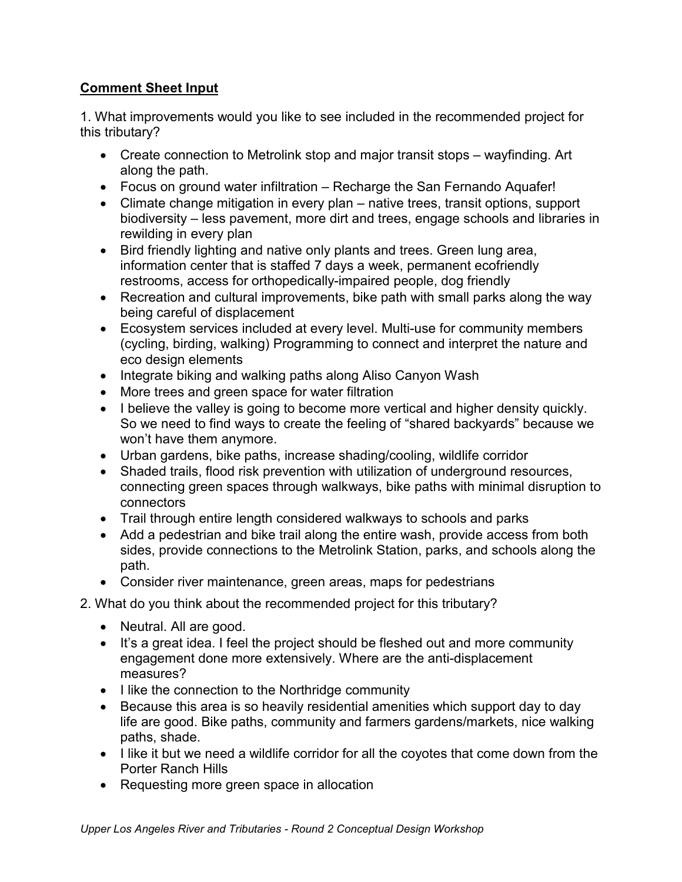**Comment Sheet Input**

1. What improvements would you like to see included in the recommended project for this tributary?

   - Create connection to Metrolink stop and major transit stops – wayfinding. Art along the path.
   - Focus on ground water infiltration – Recharge the San Fernando Aquafer!
   - Climate change mitigation in every plan – native trees, transit options, support biodiversity – less pavement, more dirt and trees, engage schools and libraries in rewilding in every plan
   - Bird friendly lighting and native only plants and trees. Green lung area, information center that is staffed 7 days a week, permanent ecofriendly restrooms, access for orthopedically-impaired people, dog friendly
   - Recreation and cultural improvements, bike path with small parks along the way being careful of displacement
   - Ecosystem services included at every level. Multi-use for community members (cycling, birding, walking) Programming to connect and interpret the nature and eco design elements
   - Integrate biking and walking paths along Aliso Canyon Wash
   - More trees and green space for water filtration
   - I believe the valley is going to become more vertical and higher density quickly. So we need to find ways to create the feeling of "shared backyards" because we won't have them anymore.
   - Urban gardens, bike paths, increase shading/cooling, wildlife corridor
   - Shaded trails, flood risk prevention with utilization of underground resources, connecting green spaces through walkways, bike paths with minimal disruption to connectors
   - Trail through entire length considered walkways to schools and parks
   - Add a pedestrian and bike trail along the entire wash, provide access from both sides, provide connections to the Metrolink Station, parks, and schools along the path.
   - Consider river maintenance, green areas, maps for pedestrians

2. What do you think about the recommended project for this tributary?

   - Neutral. All are good.
   - It's a great idea. I feel the project should be fleshed out and more community engagement done more extensively. Where are the anti-displacement measures?
   - I like the connection to the Northridge community
   - Because this area is so heavily residential amenities which support day to day life are good. Bike paths, community and farmers gardens/markets, nice walking paths, shade.
   - I like it but we need a wildlife corridor for all the coyotes that come down from the Porter Ranch Hills
   - Requesting more green space in allocation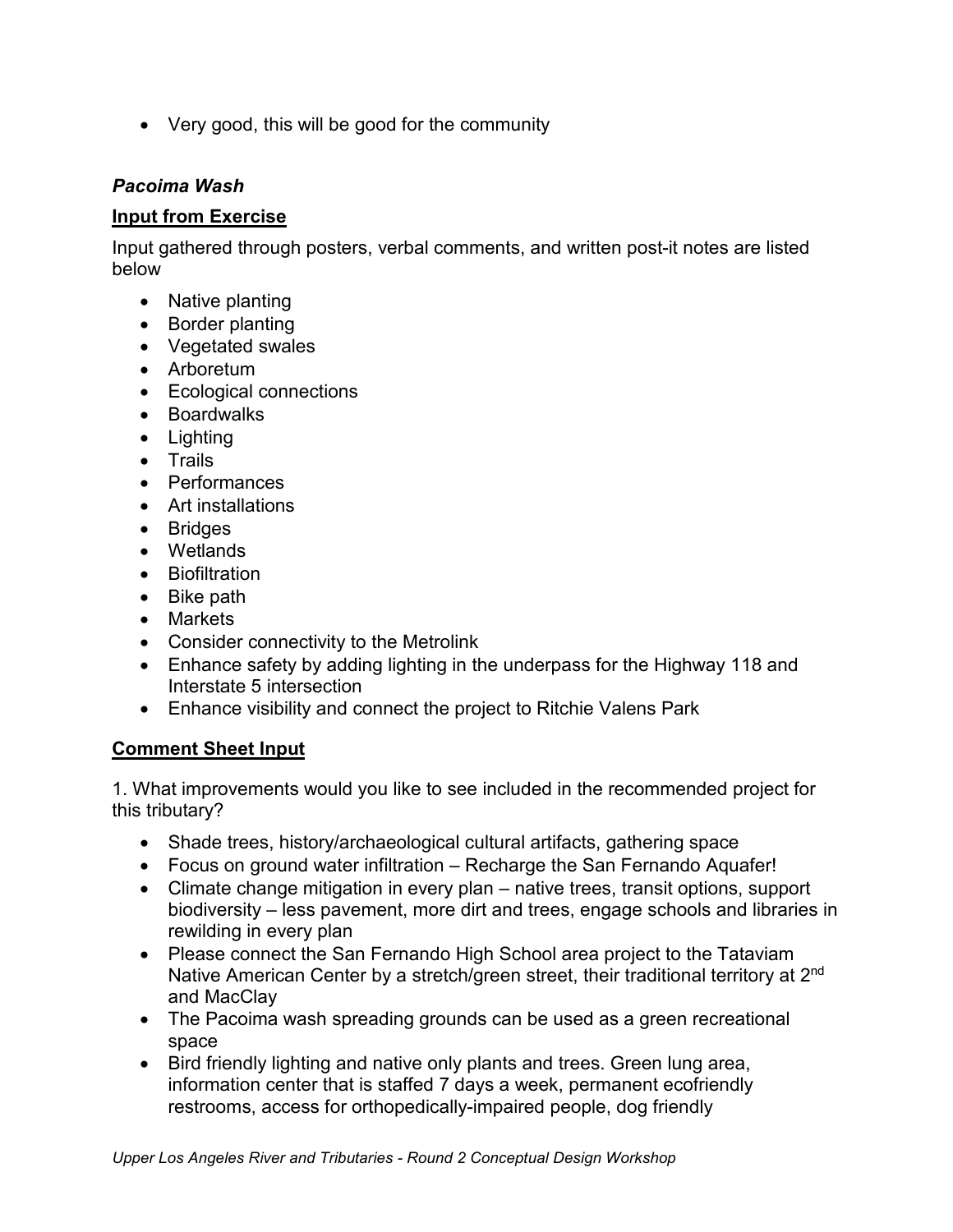- Very good, this will be good for the community

### *Pacoima Wash*

**Input from Exercise**

Input gathered through posters, verbal comments, and written post-it notes are listed below

- Native planting
- Border planting
- Vegetated swales
- Arboretum
- Ecological connections
- Boardwalks
- Lighting
- Trails
- Performances
- Art installations
- Bridges
- Wetlands
- Biofiltration
- Bike path
- Markets
- Consider connectivity to the Metrolink
- Enhance safety by adding lighting in the underpass for the Highway 118 and Interstate 5 intersection
- Enhance visibility and connect the project to Ritchie Valens Park

**Comment Sheet Input**

1. What improvements would you like to see included in the recommended project for this tributary?

- Shade trees, history/archaeological cultural artifacts, gathering space
- Focus on ground water infiltration – Recharge the San Fernando Aquafer!
- Climate change mitigation in every plan – native trees, transit options, support biodiversity – less pavement, more dirt and trees, engage schools and libraries in rewilding in every plan
- Please connect the San Fernando High School area project to the Tataviam Native American Center by a stretch/green street, their traditional territory at 2nd and MacClay
- The Pacoima wash spreading grounds can be used as a green recreational space
- Bird friendly lighting and native only plants and trees. Green lung area, information center that is staffed 7 days a week, permanent ecofriendly restrooms, access for orthopedically-impaired people, dog friendly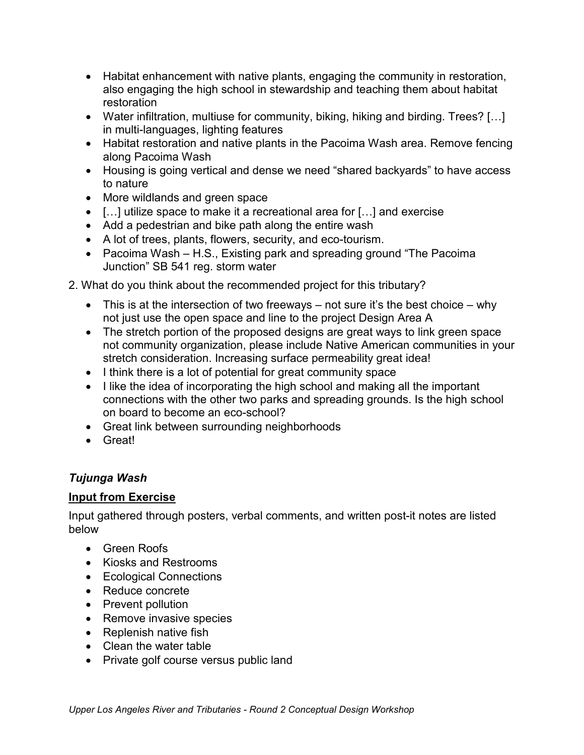- Habitat enhancement with native plants, engaging the community in restoration, also engaging the high school in stewardship and teaching them about habitat restoration
- Water infiltration, multiuse for community, biking, hiking and birding. Trees? […] in multi-languages, lighting features
- Habitat restoration and native plants in the Pacoima Wash area. Remove fencing along Pacoima Wash
- Housing is going vertical and dense we need "shared backyards" to have access to nature
- More wildlands and green space
- […] utilize space to make it a recreational area for […] and exercise
- Add a pedestrian and bike path along the entire wash
- A lot of trees, plants, flowers, security, and eco-tourism.
- Pacoima Wash – H.S., Existing park and spreading ground "The Pacoima Junction" SB 541 reg. storm water

2. What do you think about the recommended project for this tributary?

- This is at the intersection of two freeways – not sure it's the best choice – why not just use the open space and line to the project Design Area A
- The stretch portion of the proposed designs are great ways to link green space not community organization, please include Native American communities in your stretch consideration. Increasing surface permeability great idea!
- I think there is a lot of potential for great community space
- I like the idea of incorporating the high school and making all the important connections with the other two parks and spreading grounds. Is the high school on board to become an eco-school?
- Great link between surrounding neighborhoods
- Great!

### *Tujunga Wash*

**Input from Exercise**

Input gathered through posters, verbal comments, and written post-it notes are listed below

- Green Roofs
- Kiosks and Restrooms
- Ecological Connections
- Reduce concrete
- Prevent pollution
- Remove invasive species
- Replenish native fish
- Clean the water table
- Private golf course versus public land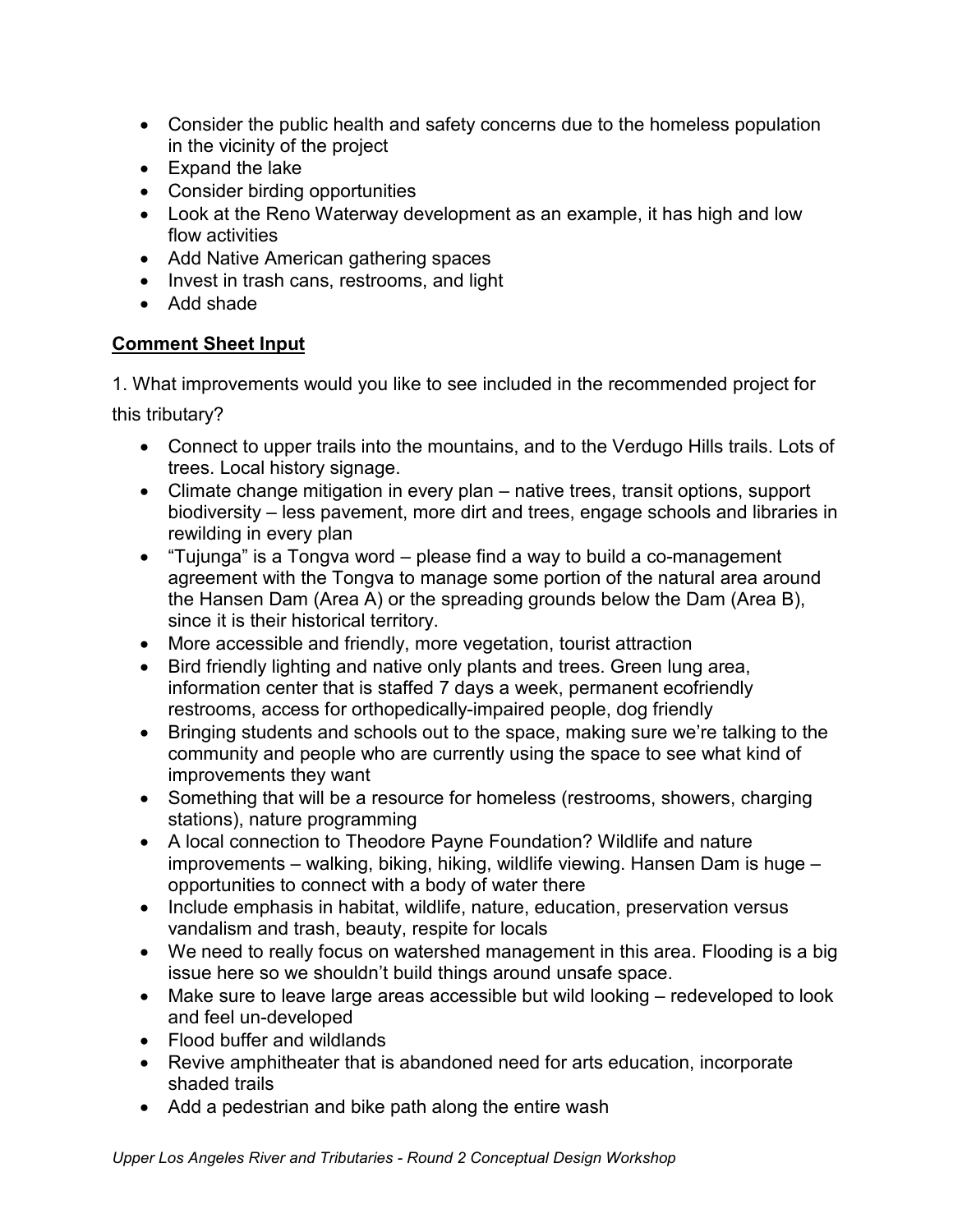- Consider the public health and safety concerns due to the homeless population in the vicinity of the project
- Expand the lake
- Consider birding opportunities
- Look at the Reno Waterway development as an example, it has high and low flow activities
- Add Native American gathering spaces
- Invest in trash cans, restrooms, and light
- Add shade

**Comment Sheet Input**

1. What improvements would you like to see included in the recommended project for this tributary?

- Connect to upper trails into the mountains, and to the Verdugo Hills trails. Lots of trees. Local history signage.
- Climate change mitigation in every plan – native trees, transit options, support biodiversity – less pavement, more dirt and trees, engage schools and libraries in rewilding in every plan
- "Tujunga" is a Tongva word – please find a way to build a co-management agreement with the Tongva to manage some portion of the natural area around the Hansen Dam (Area A) or the spreading grounds below the Dam (Area B), since it is their historical territory.
- More accessible and friendly, more vegetation, tourist attraction
- Bird friendly lighting and native only plants and trees. Green lung area, information center that is staffed 7 days a week, permanent ecofriendly restrooms, access for orthopedically-impaired people, dog friendly
- Bringing students and schools out to the space, making sure we're talking to the community and people who are currently using the space to see what kind of improvements they want
- Something that will be a resource for homeless (restrooms, showers, charging stations), nature programming
- A local connection to Theodore Payne Foundation? Wildlife and nature improvements – walking, biking, hiking, wildlife viewing. Hansen Dam is huge – opportunities to connect with a body of water there
- Include emphasis in habitat, wildlife, nature, education, preservation versus vandalism and trash, beauty, respite for locals
- We need to really focus on watershed management in this area. Flooding is a big issue here so we shouldn't build things around unsafe space.
- Make sure to leave large areas accessible but wild looking – redeveloped to look and feel un-developed
- Flood buffer and wildlands
- Revive amphitheater that is abandoned need for arts education, incorporate shaded trails
- Add a pedestrian and bike path along the entire wash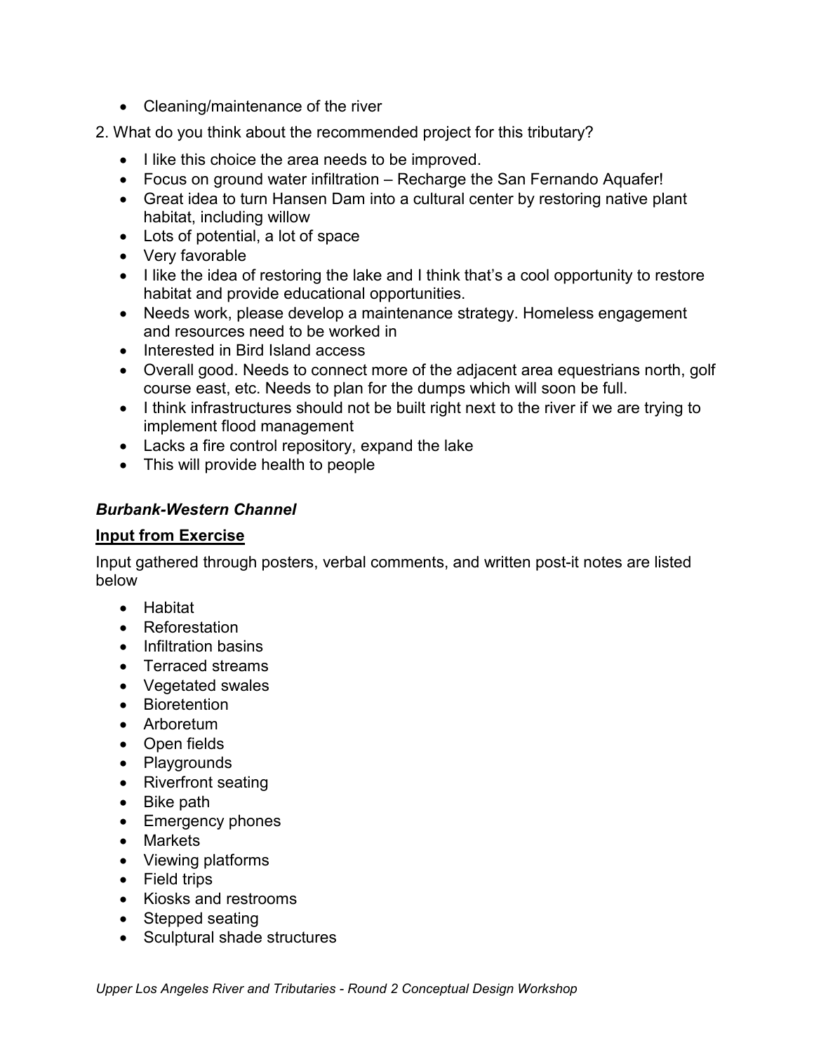- Cleaning/maintenance of the river

2. What do you think about the recommended project for this tributary?

- I like this choice the area needs to be improved.
- Focus on ground water infiltration – Recharge the San Fernando Aquafer!
- Great idea to turn Hansen Dam into a cultural center by restoring native plant habitat, including willow
- Lots of potential, a lot of space
- Very favorable
- I like the idea of restoring the lake and I think that's a cool opportunity to restore habitat and provide educational opportunities.
- Needs work, please develop a maintenance strategy. Homeless engagement and resources need to be worked in
- Interested in Bird Island access
- Overall good. Needs to connect more of the adjacent area equestrians north, golf course east, etc. Needs to plan for the dumps which will soon be full.
- I think infrastructures should not be built right next to the river if we are trying to implement flood management
- Lacks a fire control repository, expand the lake
- This will provide health to people

### ***Burbank-Western Channel***

#### **<u>Input from Exercise</u>**

Input gathered through posters, verbal comments, and written post-it notes are listed below

- Habitat
- Reforestation
- Infiltration basins
- Terraced streams
- Vegetated swales
- Bioretention
- Arboretum
- Open fields
- Playgrounds
- Riverfront seating
- Bike path
- Emergency phones
- Markets
- Viewing platforms
- Field trips
- Kiosks and restrooms
- Stepped seating
- Sculptural shade structures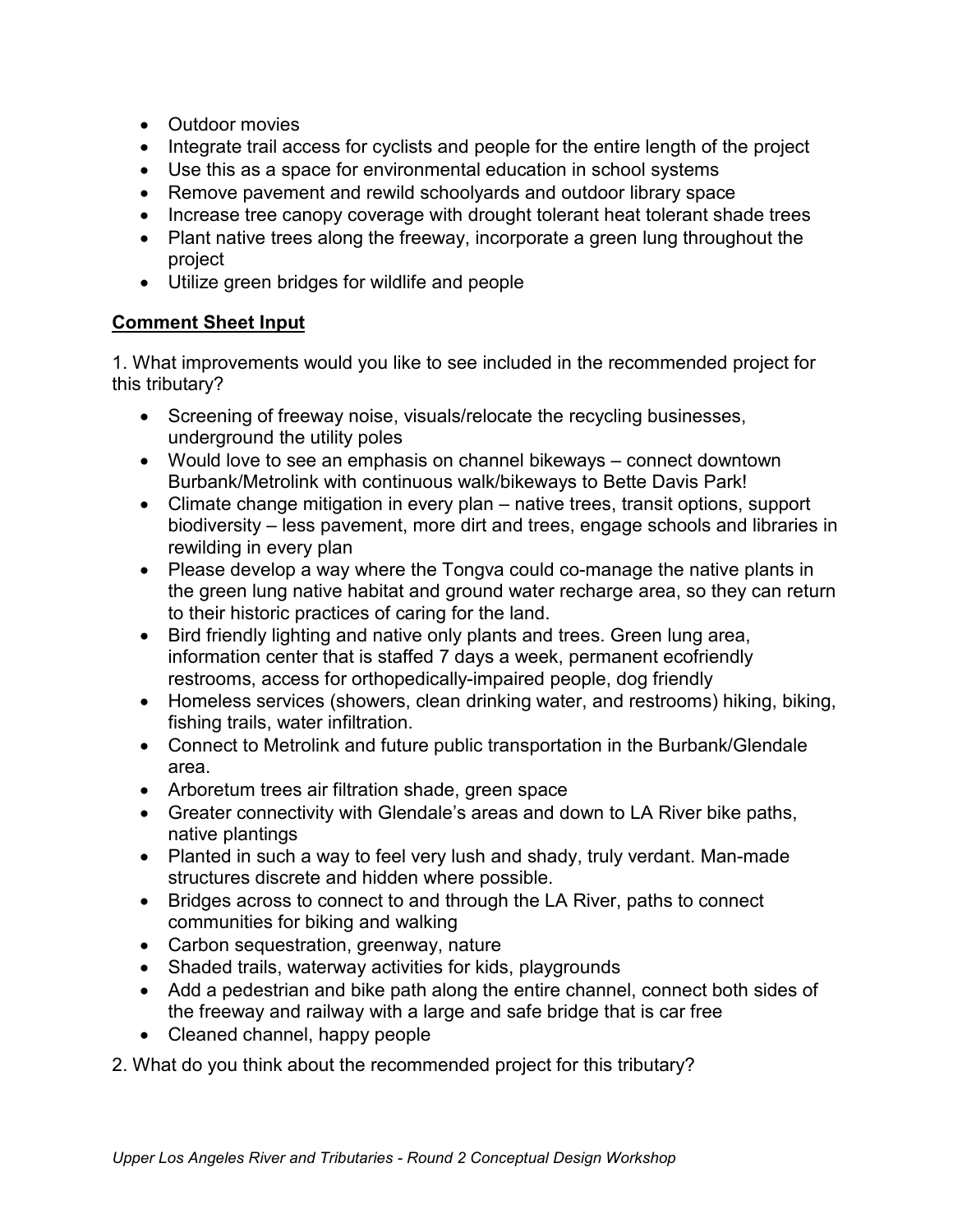- Outdoor movies
- Integrate trail access for cyclists and people for the entire length of the project
- Use this as a space for environmental education in school systems
- Remove pavement and rewild schoolyards and outdoor library space
- Increase tree canopy coverage with drought tolerant heat tolerant shade trees
- Plant native trees along the freeway, incorporate a green lung throughout the project
- Utilize green bridges for wildlife and people

## Comment Sheet Input

1. What improvements would you like to see included in the recommended project for this tributary?

- Screening of freeway noise, visuals/relocate the recycling businesses, underground the utility poles
- Would love to see an emphasis on channel bikeways – connect downtown Burbank/Metrolink with continuous walk/bikeways to Bette Davis Park!
- Climate change mitigation in every plan – native trees, transit options, support biodiversity – less pavement, more dirt and trees, engage schools and libraries in rewilding in every plan
- Please develop a way where the Tongva could co-manage the native plants in the green lung native habitat and ground water recharge area, so they can return to their historic practices of caring for the land.
- Bird friendly lighting and native only plants and trees. Green lung area, information center that is staffed 7 days a week, permanent ecofriendly restrooms, access for orthopedically-impaired people, dog friendly
- Homeless services (showers, clean drinking water, and restrooms) hiking, biking, fishing trails, water infiltration.
- Connect to Metrolink and future public transportation in the Burbank/Glendale area.
- Arboretum trees air filtration shade, green space
- Greater connectivity with Glendale's areas and down to LA River bike paths, native plantings
- Planted in such a way to feel very lush and shady, truly verdant. Man-made structures discrete and hidden where possible.
- Bridges across to connect to and through the LA River, paths to connect communities for biking and walking
- Carbon sequestration, greenway, nature
- Shaded trails, waterway activities for kids, playgrounds
- Add a pedestrian and bike path along the entire channel, connect both sides of the freeway and railway with a large and safe bridge that is car free
- Cleaned channel, happy people

2. What do you think about the recommended project for this tributary?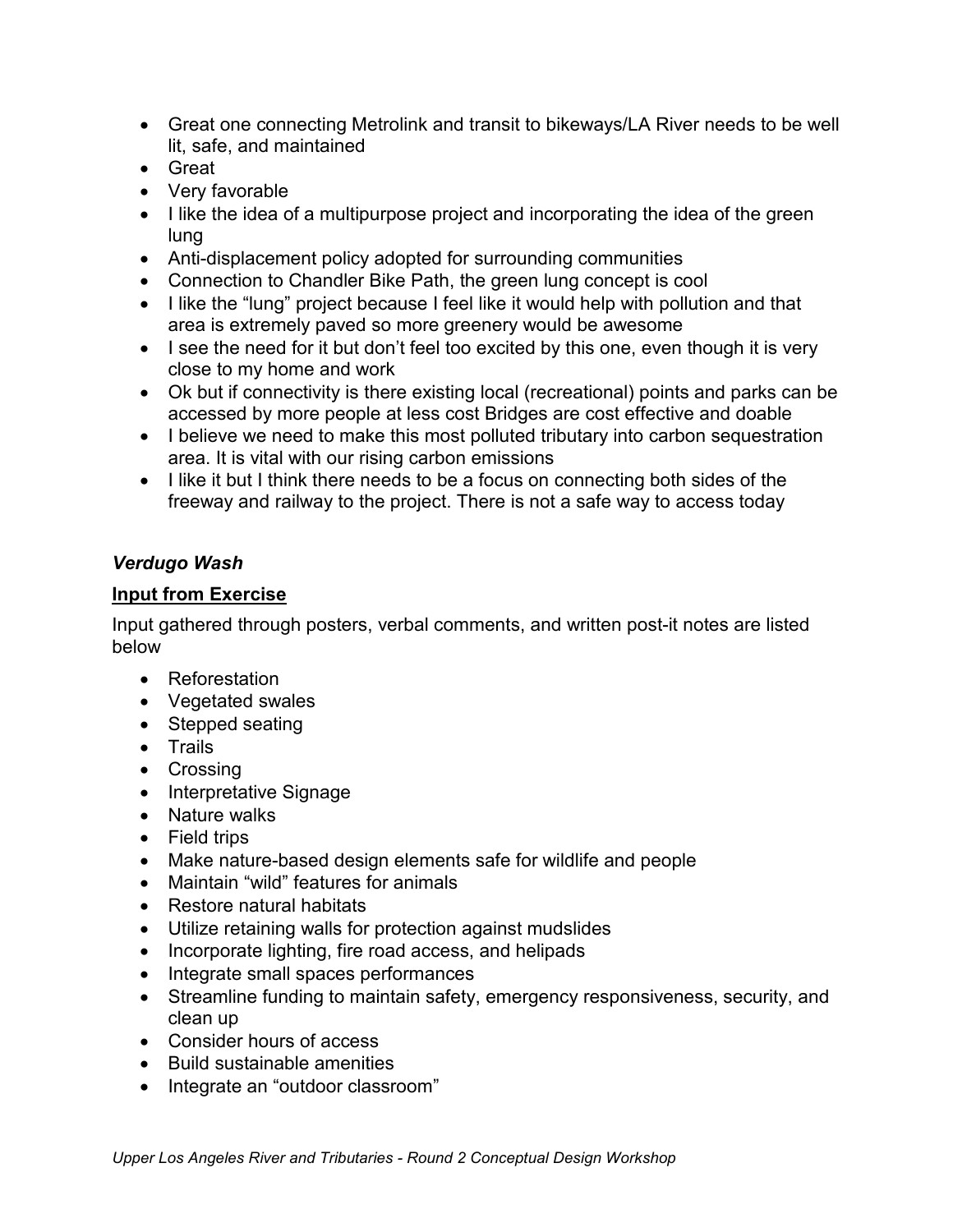- Great one connecting Metrolink and transit to bikeways/LA River needs to be well lit, safe, and maintained
- Great
- Very favorable
- I like the idea of a multipurpose project and incorporating the idea of the green lung
- Anti-displacement policy adopted for surrounding communities
- Connection to Chandler Bike Path, the green lung concept is cool
- I like the "lung" project because I feel like it would help with pollution and that area is extremely paved so more greenery would be awesome
- I see the need for it but don't feel too excited by this one, even though it is very close to my home and work
- Ok but if connectivity is there existing local (recreational) points and parks can be accessed by more people at less cost Bridges are cost effective and doable
- I believe we need to make this most polluted tributary into carbon sequestration area. It is vital with our rising carbon emissions
- I like it but I think there needs to be a focus on connecting both sides of the freeway and railway to the project. There is not a safe way to access today

### *Verdugo Wash*

**Input from Exercise**

Input gathered through posters, verbal comments, and written post-it notes are listed below

- Reforestation
- Vegetated swales
- Stepped seating
- Trails
- Crossing
- Interpretative Signage
- Nature walks
- Field trips
- Make nature-based design elements safe for wildlife and people
- Maintain "wild" features for animals
- Restore natural habitats
- Utilize retaining walls for protection against mudslides
- Incorporate lighting, fire road access, and helipads
- Integrate small spaces performances
- Streamline funding to maintain safety, emergency responsiveness, security, and clean up
- Consider hours of access
- Build sustainable amenities
- Integrate an "outdoor classroom"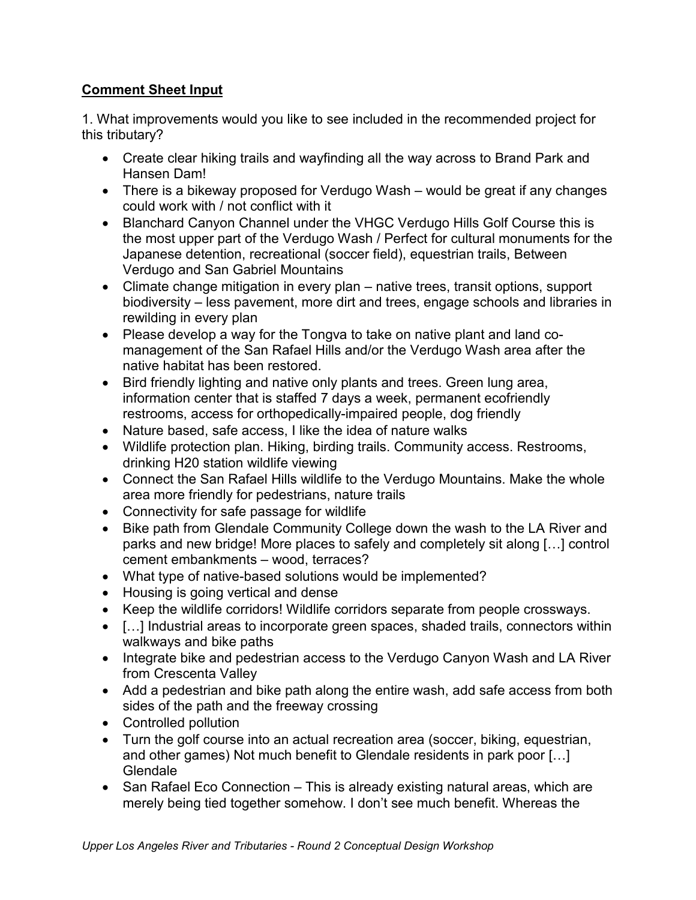**Comment Sheet Input**

1. What improvements would you like to see included in the recommended project for this tributary?

- Create clear hiking trails and wayfinding all the way across to Brand Park and Hansen Dam!
- There is a bikeway proposed for Verdugo Wash – would be great if any changes could work with / not conflict with it
- Blanchard Canyon Channel under the VHGC Verdugo Hills Golf Course this is the most upper part of the Verdugo Wash / Perfect for cultural monuments for the Japanese detention, recreational (soccer field), equestrian trails, Between Verdugo and San Gabriel Mountains
- Climate change mitigation in every plan – native trees, transit options, support biodiversity – less pavement, more dirt and trees, engage schools and libraries in rewilding in every plan
- Please develop a way for the Tongva to take on native plant and land co-management of the San Rafael Hills and/or the Verdugo Wash area after the native habitat has been restored.
- Bird friendly lighting and native only plants and trees. Green lung area, information center that is staffed 7 days a week, permanent ecofriendly restrooms, access for orthopedically-impaired people, dog friendly
- Nature based, safe access, I like the idea of nature walks
- Wildlife protection plan. Hiking, birding trails. Community access. Restrooms, drinking H20 station wildlife viewing
- Connect the San Rafael Hills wildlife to the Verdugo Mountains. Make the whole area more friendly for pedestrians, nature trails
- Connectivity for safe passage for wildlife
- Bike path from Glendale Community College down the wash to the LA River and parks and new bridge! More places to safely and completely sit along […] control cement embankments – wood, terraces?
- What type of native-based solutions would be implemented?
- Housing is going vertical and dense
- Keep the wildlife corridors! Wildlife corridors separate from people crossways.
- […] Industrial areas to incorporate green spaces, shaded trails, connectors within walkways and bike paths
- Integrate bike and pedestrian access to the Verdugo Canyon Wash and LA River from Crescenta Valley
- Add a pedestrian and bike path along the entire wash, add safe access from both sides of the path and the freeway crossing
- Controlled pollution
- Turn the golf course into an actual recreation area (soccer, biking, equestrian, and other games) Not much benefit to Glendale residents in park poor […] Glendale
- San Rafael Eco Connection – This is already existing natural areas, which are merely being tied together somehow. I don't see much benefit. Whereas the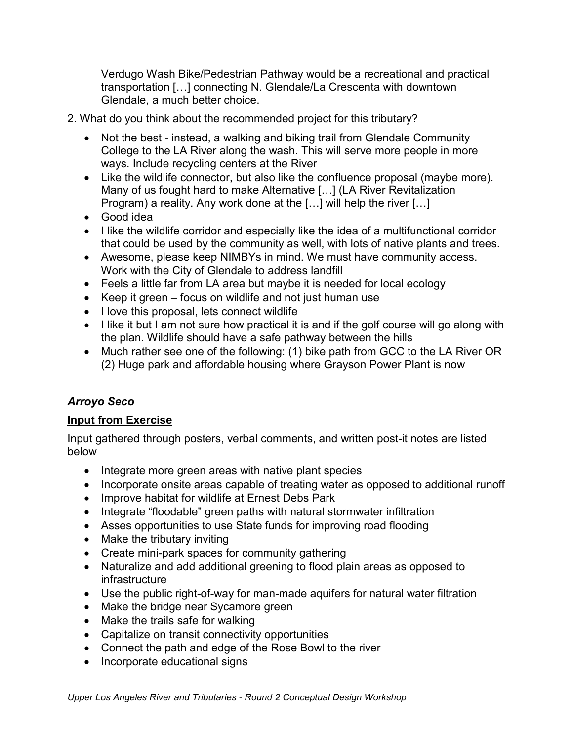Verdugo Wash Bike/Pedestrian Pathway would be a recreational and practical transportation […] connecting N. Glendale/La Crescenta with downtown Glendale, a much better choice.

2. What do you think about the recommended project for this tributary?

- Not the best - instead, a walking and biking trail from Glendale Community College to the LA River along the wash. This will serve more people in more ways. Include recycling centers at the River
- Like the wildlife connector, but also like the confluence proposal (maybe more). Many of us fought hard to make Alternative […] (LA River Revitalization Program) a reality. Any work done at the […] will help the river […]
- Good idea
- I like the wildlife corridor and especially like the idea of a multifunctional corridor that could be used by the community as well, with lots of native plants and trees.
- Awesome, please keep NIMBYs in mind. We must have community access. Work with the City of Glendale to address landfill
- Feels a little far from LA area but maybe it is needed for local ecology
- Keep it green – focus on wildlife and not just human use
- I love this proposal, lets connect wildlife
- I like it but I am not sure how practical it is and if the golf course will go along with the plan. Wildlife should have a safe pathway between the hills
- Much rather see one of the following: (1) bike path from GCC to the LA River OR (2) Huge park and affordable housing where Grayson Power Plant is now

### *Arroyo Seco*

#### **Input from Exercise**

Input gathered through posters, verbal comments, and written post-it notes are listed below

- Integrate more green areas with native plant species
- Incorporate onsite areas capable of treating water as opposed to additional runoff
- Improve habitat for wildlife at Ernest Debs Park
- Integrate "floodable" green paths with natural stormwater infiltration
- Asses opportunities to use State funds for improving road flooding
- Make the tributary inviting
- Create mini-park spaces for community gathering
- Naturalize and add additional greening to flood plain areas as opposed to infrastructure
- Use the public right-of-way for man-made aquifers for natural water filtration
- Make the bridge near Sycamore green
- Make the trails safe for walking
- Capitalize on transit connectivity opportunities
- Connect the path and edge of the Rose Bowl to the river
- Incorporate educational signs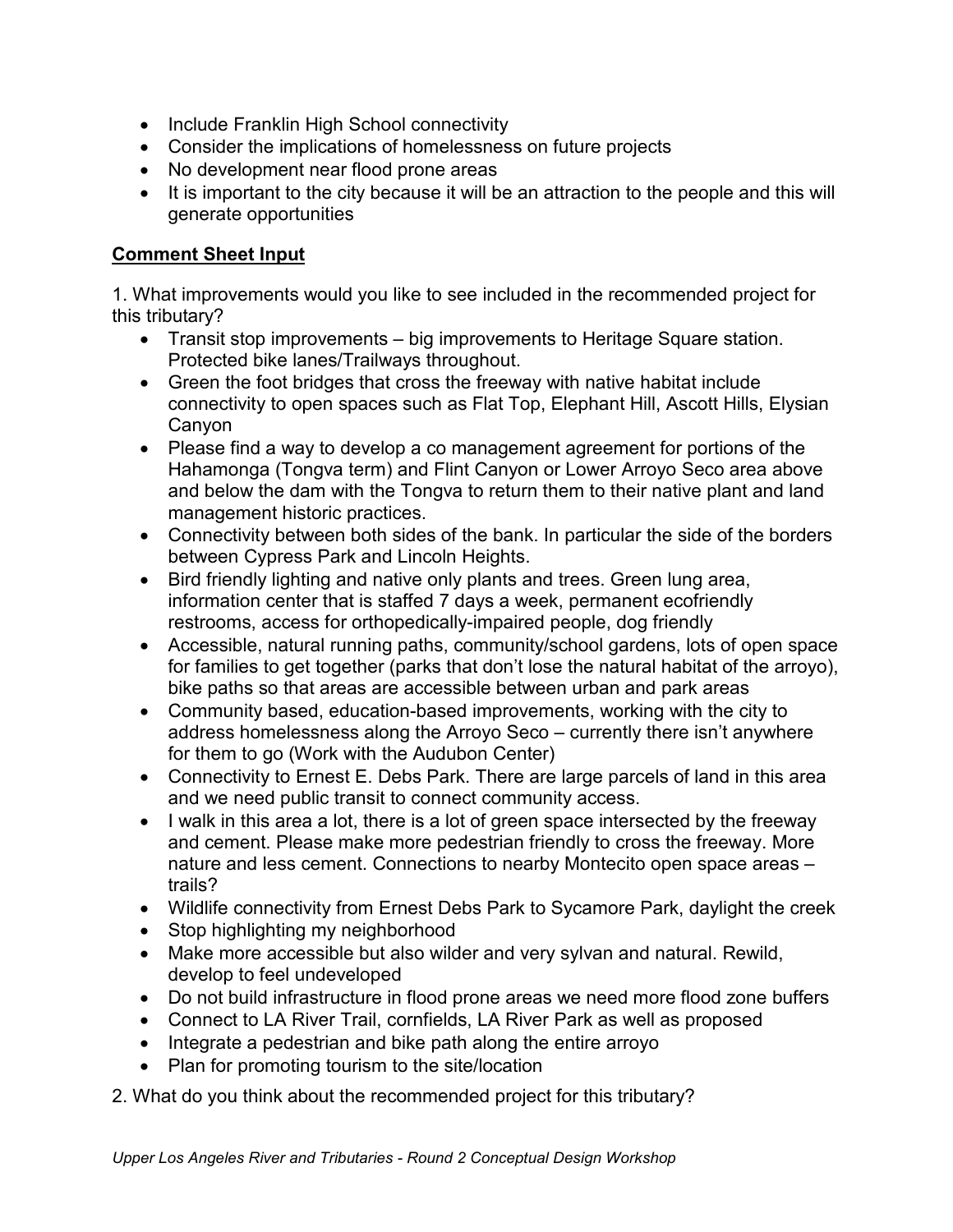- Include Franklin High School connectivity
- Consider the implications of homelessness on future projects
- No development near flood prone areas
- It is important to the city because it will be an attraction to the people and this will generate opportunities

**Comment Sheet Input**

1. What improvements would you like to see included in the recommended project for this tributary?
   - Transit stop improvements – big improvements to Heritage Square station. Protected bike lanes/Trailways throughout.
   - Green the foot bridges that cross the freeway with native habitat include connectivity to open spaces such as Flat Top, Elephant Hill, Ascott Hills, Elysian Canyon
   - Please find a way to develop a co management agreement for portions of the Hahamonga (Tongva term) and Flint Canyon or Lower Arroyo Seco area above and below the dam with the Tongva to return them to their native plant and land management historic practices.
   - Connectivity between both sides of the bank. In particular the side of the borders between Cypress Park and Lincoln Heights.
   - Bird friendly lighting and native only plants and trees. Green lung area, information center that is staffed 7 days a week, permanent ecofriendly restrooms, access for orthopedically-impaired people, dog friendly
   - Accessible, natural running paths, community/school gardens, lots of open space for families to get together (parks that don't lose the natural habitat of the arroyo), bike paths so that areas are accessible between urban and park areas
   - Community based, education-based improvements, working with the city to address homelessness along the Arroyo Seco – currently there isn't anywhere for them to go (Work with the Audubon Center)
   - Connectivity to Ernest E. Debs Park. There are large parcels of land in this area and we need public transit to connect community access.
   - I walk in this area a lot, there is a lot of green space intersected by the freeway and cement. Please make more pedestrian friendly to cross the freeway. More nature and less cement. Connections to nearby Montecito open space areas – trails?
   - Wildlife connectivity from Ernest Debs Park to Sycamore Park, daylight the creek
   - Stop highlighting my neighborhood
   - Make more accessible but also wilder and very sylvan and natural. Rewild, develop to feel undeveloped
   - Do not build infrastructure in flood prone areas we need more flood zone buffers
   - Connect to LA River Trail, cornfields, LA River Park as well as proposed
   - Integrate a pedestrian and bike path along the entire arroyo
   - Plan for promoting tourism to the site/location

2. What do you think about the recommended project for this tributary?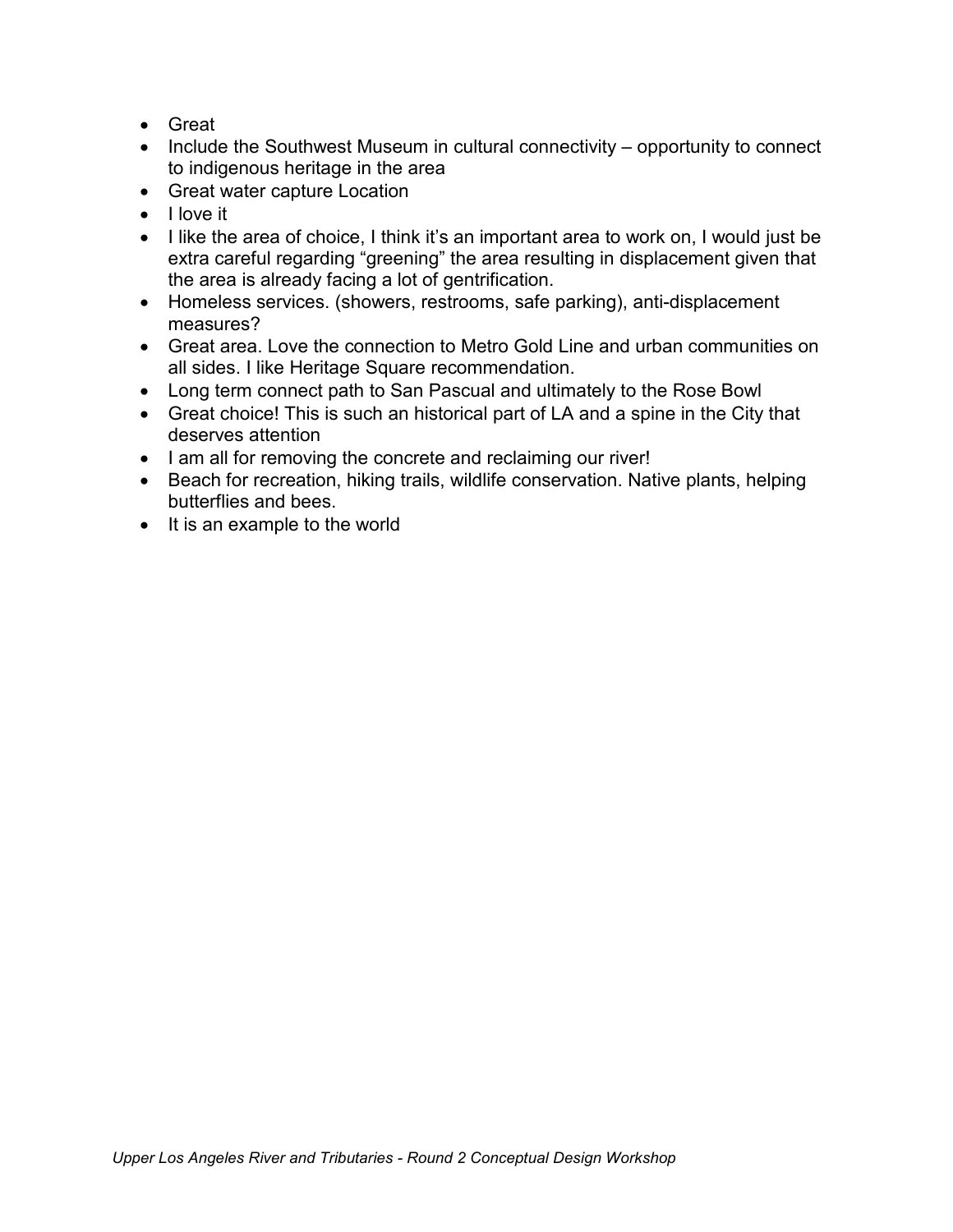- Great
- Include the Southwest Museum in cultural connectivity – opportunity to connect to indigenous heritage in the area
- Great water capture Location
- I love it
- I like the area of choice, I think it's an important area to work on, I would just be extra careful regarding "greening" the area resulting in displacement given that the area is already facing a lot of gentrification.
- Homeless services. (showers, restrooms, safe parking), anti-displacement measures?
- Great area. Love the connection to Metro Gold Line and urban communities on all sides. I like Heritage Square recommendation.
- Long term connect path to San Pascual and ultimately to the Rose Bowl
- Great choice! This is such an historical part of LA and a spine in the City that deserves attention
- I am all for removing the concrete and reclaiming our river!
- Beach for recreation, hiking trails, wildlife conservation. Native plants, helping butterflies and bees.
- It is an example to the world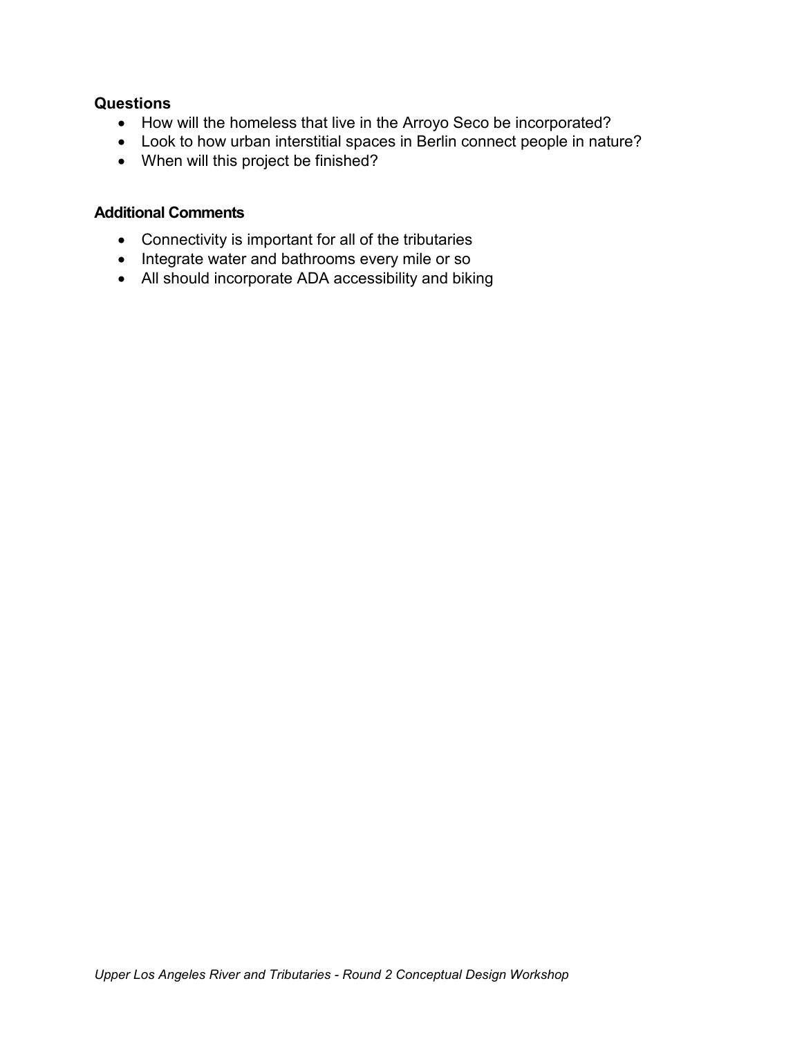**Questions**

- How will the homeless that live in the Arroyo Seco be incorporated?
- Look to how urban interstitial spaces in Berlin connect people in nature?
- When will this project be finished?

**Additional Comments**

- Connectivity is important for all of the tributaries
- Integrate water and bathrooms every mile or so
- All should incorporate ADA accessibility and biking